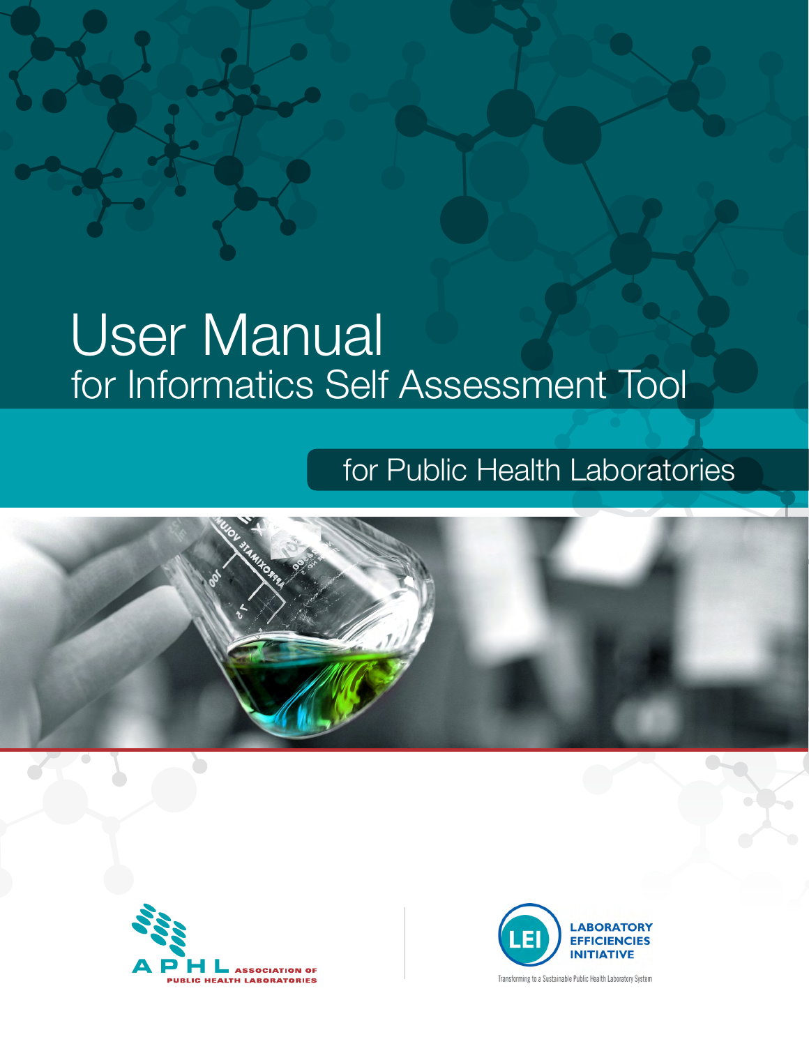# User Manual
## for Informatics Self Assessment Tool

### for Public Health Laboratories

APHL ASSOCIATION OF PUBLIC HEALTH LABORATORIES

LEI LABORATORY EFFICIENCIES INITIATIVE

Transforming to a Sustainable Public Health Laboratory System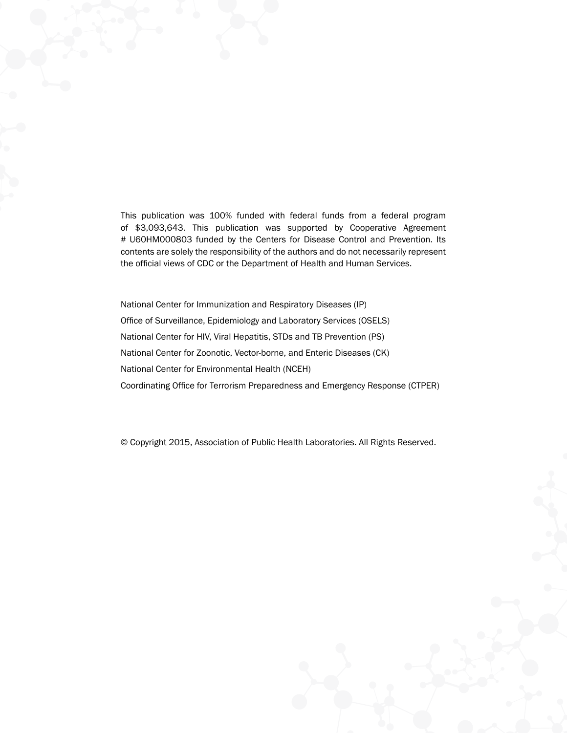This publication was 100% funded with federal funds from a federal program of $3,093,643. This publication was supported by Cooperative Agreement # U60HM000803 funded by the Centers for Disease Control and Prevention. Its contents are solely the responsibility of the authors and do not necessarily represent the official views of CDC or the Department of Health and Human Services.

National Center for Immunization and Respiratory Diseases (IP)

Office of Surveillance, Epidemiology and Laboratory Services (OSELS)

National Center for HIV, Viral Hepatitis, STDs and TB Prevention (PS)

National Center for Zoonotic, Vector-borne, and Enteric Diseases (CK)

National Center for Environmental Health (NCEH)

Coordinating Office for Terrorism Preparedness and Emergency Response (CTPER)

© Copyright 2015, Association of Public Health Laboratories. All Rights Reserved.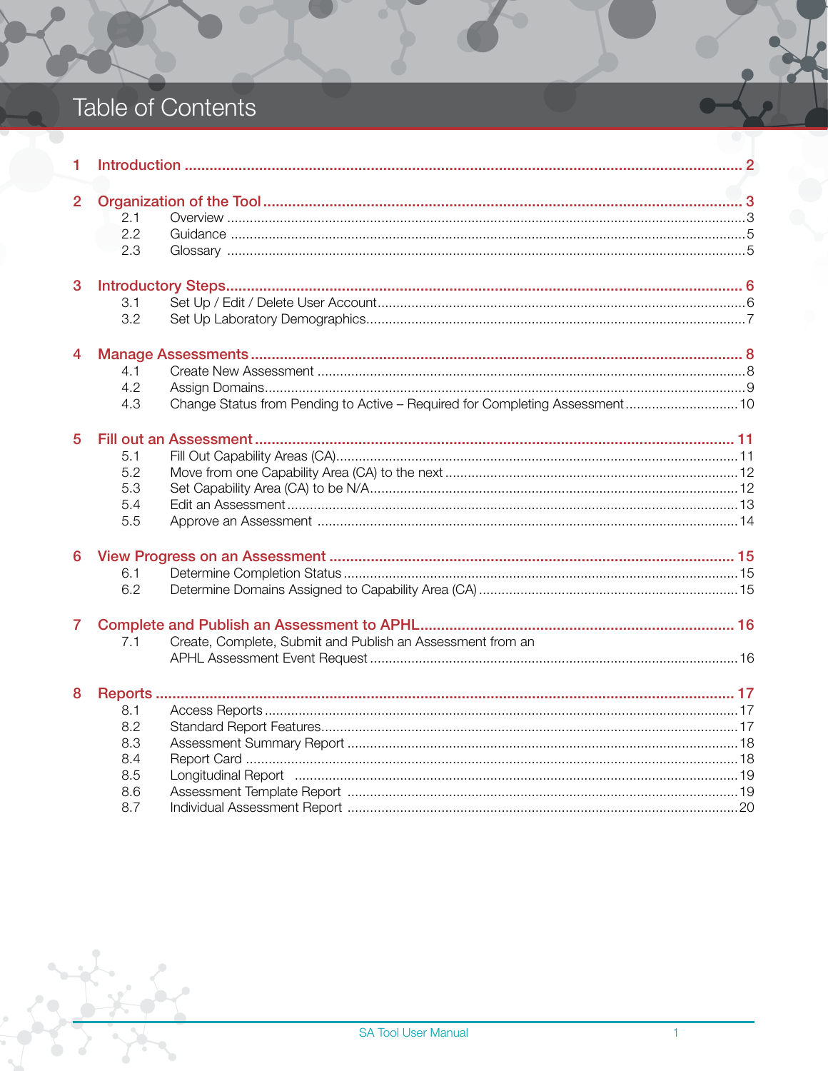# Table of Contents

1 Introduction ............................................................................................................ 2

2 Organization of the Tool ........................................................................................ 3
- 2.1 Overview ........................................................................................................ 3
- 2.2 Guidance ........................................................................................................ 5
- 2.3 Glossary ......................................................................................................... 5

3 Introductory Steps .................................................................................................. 6
- 3.1 Set Up / Edit / Delete User Account ............................................................... 6
- 3.2 Set Up Laboratory Demographics .................................................................... 7

4 Manage Assessments .............................................................................................. 8
- 4.1 Create New Assessment ................................................................................. 8
- 4.2 Assign Domains .............................................................................................. 9
- 4.3 Change Status from Pending to Active – Required for Completing Assessment .......... 10

5 Fill out an Assessment ........................................................................................... 11
- 5.1 Fill Out Capability Areas (CA) ....................................................................... 11
- 5.2 Move from one Capability Area (CA) to the next ............................................. 12
- 5.3 Set Capability Area (CA) to be N/A ................................................................ 12
- 5.4 Edit an Assessment ....................................................................................... 13
- 5.5 Approve an Assessment ................................................................................. 14

6 View Progress on an Assessment ........................................................................... 15
- 6.1 Determine Completion Status ........................................................................ 15
- 6.2 Determine Domains Assigned to Capability Area (CA) .................................... 15

7 Complete and Publish an Assessment to APHL ....................................................... 16
- 7.1 Create, Complete, Submit and Publish an Assessment from an APHL Assessment Event Request ........................................................................ 16

8 Reports .................................................................................................................. 17
- 8.1 Access Reports ............................................................................................. 17
- 8.2 Standard Report Features .............................................................................. 17
- 8.3 Assessment Summary Report ........................................................................ 18
- 8.4 Report Card .................................................................................................. 18
- 8.5 Longitudinal Report ....................................................................................... 19
- 8.6 Assessment Template Report ......................................................................... 19
- 8.7 Individual Assessment Report ........................................................................ 20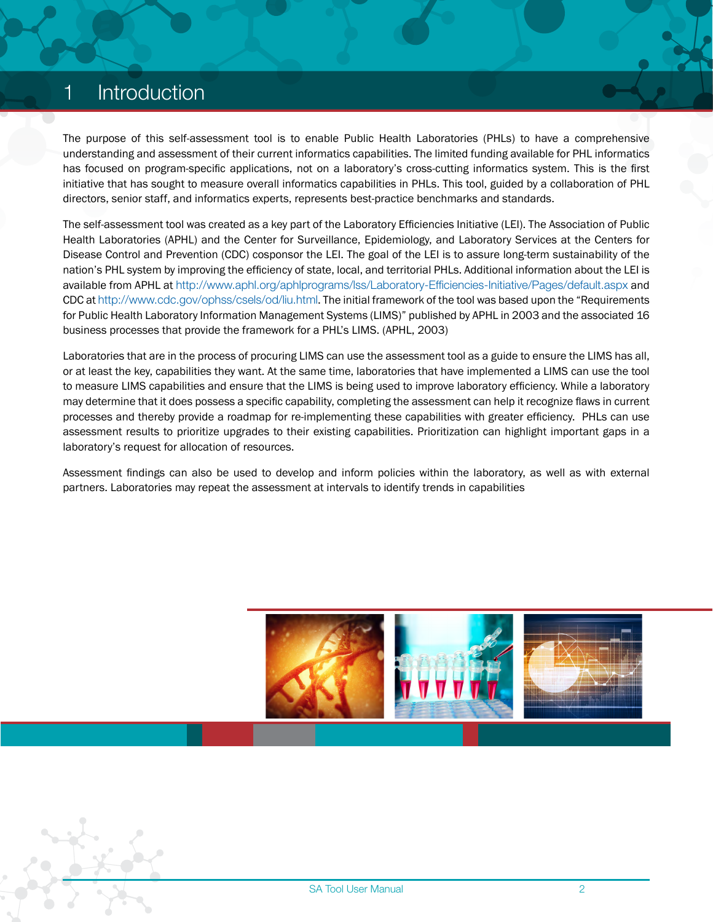# 1 Introduction

The purpose of this self-assessment tool is to enable Public Health Laboratories (PHLs) to have a comprehensive understanding and assessment of their current informatics capabilities. The limited funding available for PHL informatics has focused on program-specific applications, not on a laboratory's cross-cutting informatics system. This is the first initiative that has sought to measure overall informatics capabilities in PHLs. This tool, guided by a collaboration of PHL directors, senior staff, and informatics experts, represents best-practice benchmarks and standards.

The self-assessment tool was created as a key part of the Laboratory Efficiencies Initiative (LEI). The Association of Public Health Laboratories (APHL) and the Center for Surveillance, Epidemiology, and Laboratory Services at the Centers for Disease Control and Prevention (CDC) cosponsor the LEI. The goal of the LEI is to assure long-term sustainability of the nation's PHL system by improving the efficiency of state, local, and territorial PHLs. Additional information about the LEI is available from APHL at http://www.aphl.org/aphlprograms/lss/Laboratory-Efficiencies-Initiative/Pages/default.aspx and CDC at http://www.cdc.gov/ophss/csels/od/liu.html. The initial framework of the tool was based upon the "Requirements for Public Health Laboratory Information Management Systems (LIMS)" published by APHL in 2003 and the associated 16 business processes that provide the framework for a PHL's LIMS. (APHL, 2003)

Laboratories that are in the process of procuring LIMS can use the assessment tool as a guide to ensure the LIMS has all, or at least the key, capabilities they want. At the same time, laboratories that have implemented a LIMS can use the tool to measure LIMS capabilities and ensure that the LIMS is being used to improve laboratory efficiency. While a laboratory may determine that it does possess a specific capability, completing the assessment can help it recognize flaws in current processes and thereby provide a roadmap for re-implementing these capabilities with greater efficiency. PHLs can use assessment results to prioritize upgrades to their existing capabilities. Prioritization can highlight important gaps in a laboratory's request for allocation of resources.

Assessment findings can also be used to develop and inform policies within the laboratory, as well as with external partners. Laboratories may repeat the assessment at intervals to identify trends in capabilities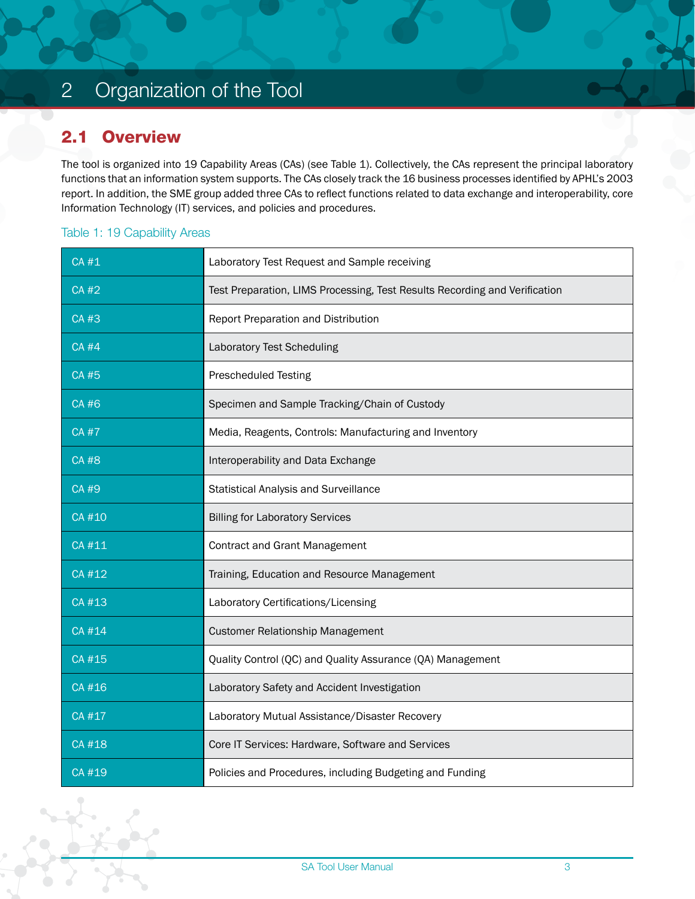# 2 Organization of the Tool

## 2.1 Overview

The tool is organized into 19 Capability Areas (CAs) (see Table 1). Collectively, the CAs represent the principal laboratory functions that an information system supports. The CAs closely track the 16 business processes identified by APHL's 2003 report. In addition, the SME group added three CAs to reflect functions related to data exchange and interoperability, core Information Technology (IT) services, and policies and procedures.

Table 1: 19 Capability Areas

| | |
|---|---|
| CA #1 | Laboratory Test Request and Sample receiving |
| CA #2 | Test Preparation, LIMS Processing, Test Results Recording and Verification |
| CA #3 | Report Preparation and Distribution |
| CA #4 | Laboratory Test Scheduling |
| CA #5 | Prescheduled Testing |
| CA #6 | Specimen and Sample Tracking/Chain of Custody |
| CA #7 | Media, Reagents, Controls: Manufacturing and Inventory |
| CA #8 | Interoperability and Data Exchange |
| CA #9 | Statistical Analysis and Surveillance |
| CA #10 | Billing for Laboratory Services |
| CA #11 | Contract and Grant Management |
| CA #12 | Training, Education and Resource Management |
| CA #13 | Laboratory Certifications/Licensing |
| CA #14 | Customer Relationship Management |
| CA #15 | Quality Control (QC) and Quality Assurance (QA) Management |
| CA #16 | Laboratory Safety and Accident Investigation |
| CA #17 | Laboratory Mutual Assistance/Disaster Recovery |
| CA #18 | Core IT Services: Hardware, Software and Services |
| CA #19 | Policies and Procedures, including Budgeting and Funding |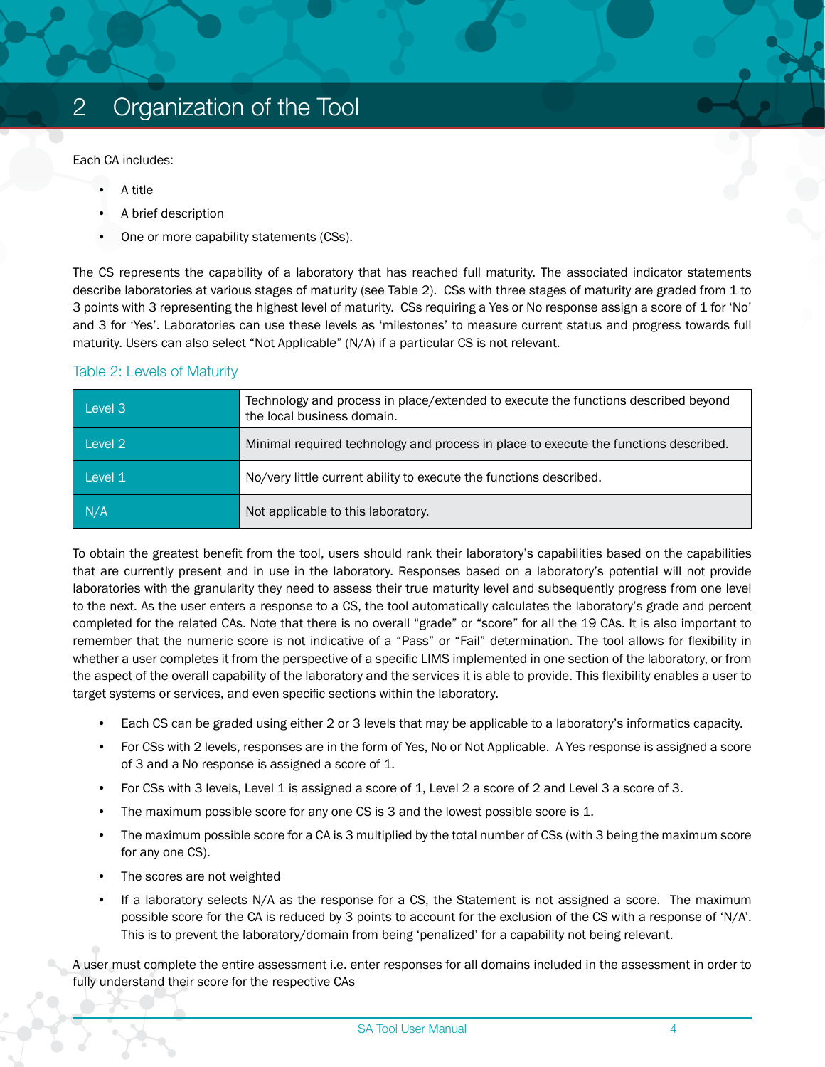# 2 Organization of the Tool

Each CA includes:

- A title
- A brief description
- One or more capability statements (CSs).

The CS represents the capability of a laboratory that has reached full maturity. The associated indicator statements describe laboratories at various stages of maturity (see Table 2). CSs with three stages of maturity are graded from 1 to 3 points with 3 representing the highest level of maturity. CSs requiring a Yes or No response assign a score of 1 for 'No' and 3 for 'Yes'. Laboratories can use these levels as 'milestones' to measure current status and progress towards full maturity. Users can also select "Not Applicable" (N/A) if a particular CS is not relevant.

Table 2: Levels of Maturity

| | |
|---|---|
| Level 3 | Technology and process in place/extended to execute the functions described beyond the local business domain. |
| Level 2 | Minimal required technology and process in place to execute the functions described. |
| Level 1 | No/very little current ability to execute the functions described. |
| N/A | Not applicable to this laboratory. |

To obtain the greatest benefit from the tool, users should rank their laboratory's capabilities based on the capabilities that are currently present and in use in the laboratory. Responses based on a laboratory's potential will not provide laboratories with the granularity they need to assess their true maturity level and subsequently progress from one level to the next. As the user enters a response to a CS, the tool automatically calculates the laboratory's grade and percent completed for the related CAs. Note that there is no overall "grade" or "score" for all the 19 CAs. It is also important to remember that the numeric score is not indicative of a "Pass" or "Fail" determination. The tool allows for flexibility in whether a user completes it from the perspective of a specific LIMS implemented in one section of the laboratory, or from the aspect of the overall capability of the laboratory and the services it is able to provide. This flexibility enables a user to target systems or services, and even specific sections within the laboratory.

- Each CS can be graded using either 2 or 3 levels that may be applicable to a laboratory's informatics capacity.
- For CSs with 2 levels, responses are in the form of Yes, No or Not Applicable. A Yes response is assigned a score of 3 and a No response is assigned a score of 1.
- For CSs with 3 levels, Level 1 is assigned a score of 1, Level 2 a score of 2 and Level 3 a score of 3.
- The maximum possible score for any one CS is 3 and the lowest possible score is 1.
- The maximum possible score for a CA is 3 multiplied by the total number of CSs (with 3 being the maximum score for any one CS).
- The scores are not weighted
- If a laboratory selects N/A as the response for a CS, the Statement is not assigned a score. The maximum possible score for the CA is reduced by 3 points to account for the exclusion of the CS with a response of 'N/A'. This is to prevent the laboratory/domain from being 'penalized' for a capability not being relevant.

A user must complete the entire assessment i.e. enter responses for all domains included in the assessment in order to fully understand their score for the respective CAs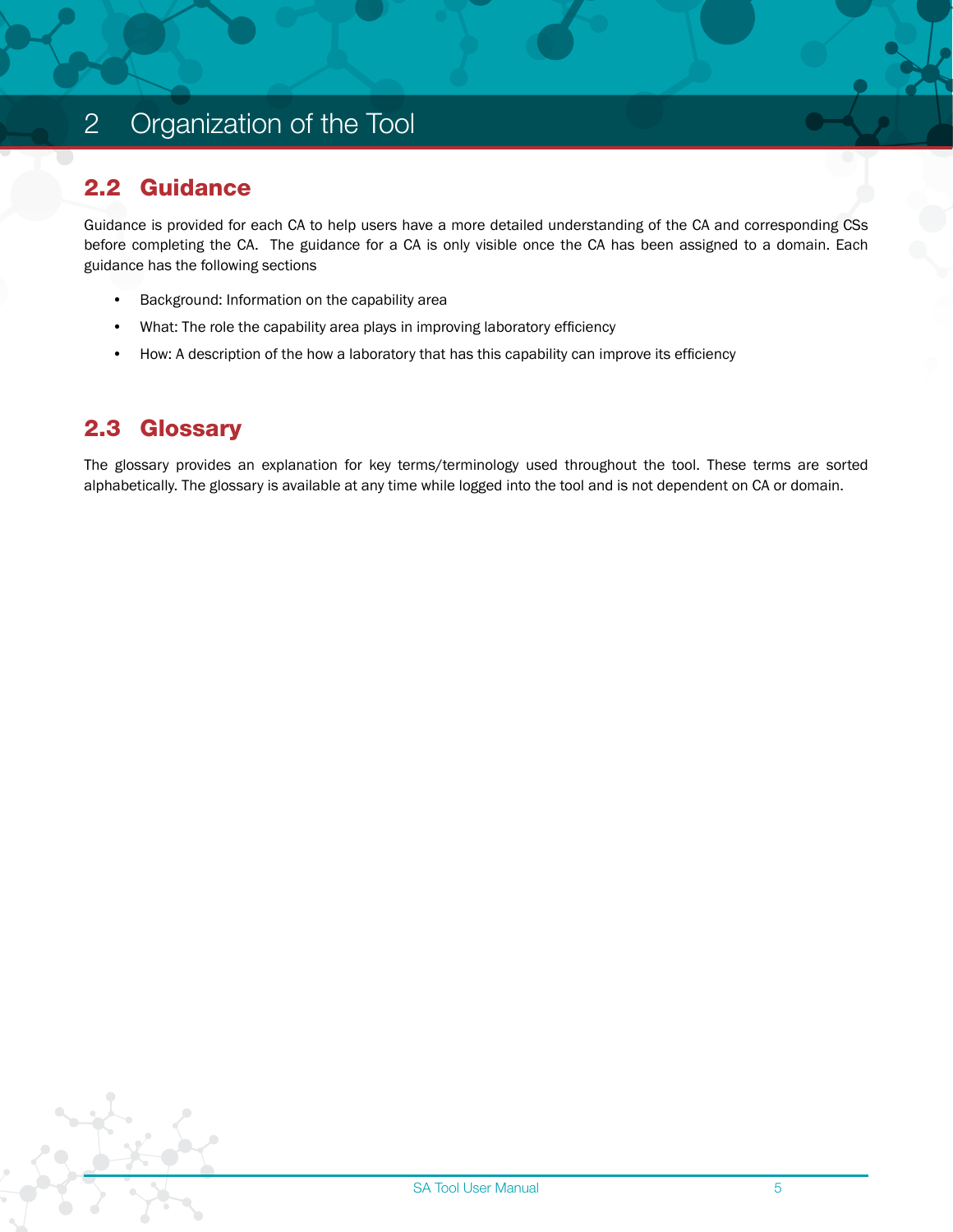# 2 Organization of the Tool

## 2.2 Guidance

Guidance is provided for each CA to help users have a more detailed understanding of the CA and corresponding CSs before completing the CA. The guidance for a CA is only visible once the CA has been assigned to a domain. Each guidance has the following sections

- Background: Information on the capability area
- What: The role the capability area plays in improving laboratory efficiency
- How: A description of the how a laboratory that has this capability can improve its efficiency

## 2.3 Glossary

The glossary provides an explanation for key terms/terminology used throughout the tool. These terms are sorted alphabetically. The glossary is available at any time while logged into the tool and is not dependent on CA or domain.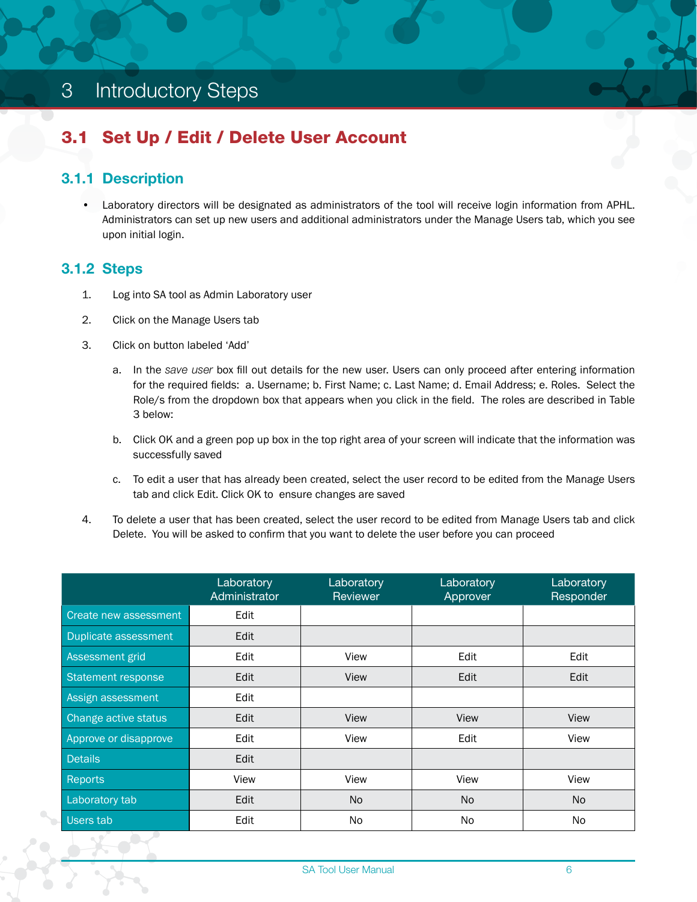# 3 Introductory Steps

## 3.1 Set Up / Edit / Delete User Account

### 3.1.1 Description

- Laboratory directors will be designated as administrators of the tool will receive login information from APHL. Administrators can set up new users and additional administrators under the Manage Users tab, which you see upon initial login.

### 3.1.2 Steps

1. Log into SA tool as Admin Laboratory user
2. Click on the Manage Users tab
3. Click on button labeled 'Add'
   a. In the *save user* box fill out details for the new user. Users can only proceed after entering information for the required fields: a. Username; b. First Name; c. Last Name; d. Email Address; e. Roles. Select the Role/s from the dropdown box that appears when you click in the field. The roles are described in Table 3 below:
   b. Click OK and a green pop up box in the top right area of your screen will indicate that the information was successfully saved
   c. To edit a user that has already been created, select the user record to be edited from the Manage Users tab and click Edit. Click OK to ensure changes are saved
4. To delete a user that has been created, select the user record to be edited from Manage Users tab and click Delete. You will be asked to confirm that you want to delete the user before you can proceed

| | Laboratory Administrator | Laboratory Reviewer | Laboratory Approver | Laboratory Responder |
|---|---|---|---|---|
| Create new assessment | Edit | | | |
| Duplicate assessment | Edit | | | |
| Assessment grid | Edit | View | Edit | Edit |
| Statement response | Edit | View | Edit | Edit |
| Assign assessment | Edit | | | |
| Change active status | Edit | View | View | View |
| Approve or disapprove | Edit | View | Edit | View |
| Details | Edit | | | |
| Reports | View | View | View | View |
| Laboratory tab | Edit | No | No | No |
| Users tab | Edit | No | No | No |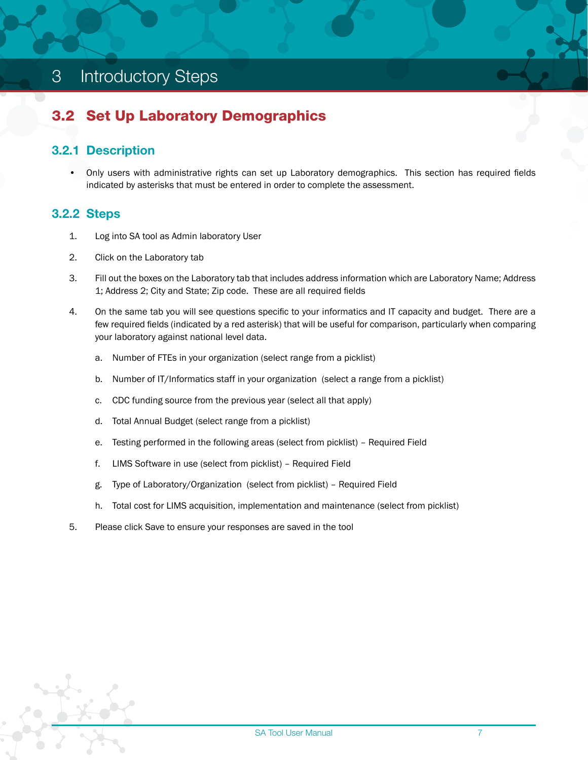# 3 Introductory Steps

## 3.2 Set Up Laboratory Demographics

### 3.2.1 Description

- Only users with administrative rights can set up Laboratory demographics. This section has required fields indicated by asterisks that must be entered in order to complete the assessment.

### 3.2.2 Steps

1. Log into SA tool as Admin laboratory User
2. Click on the Laboratory tab
3. Fill out the boxes on the Laboratory tab that includes address information which are Laboratory Name; Address 1; Address 2; City and State; Zip code. These are all required fields
4. On the same tab you will see questions specific to your informatics and IT capacity and budget. There are a few required fields (indicated by a red asterisk) that will be useful for comparison, particularly when comparing your laboratory against national level data.
    a. Number of FTEs in your organization (select range from a picklist)
    b. Number of IT/Informatics staff in your organization (select a range from a picklist)
    c. CDC funding source from the previous year (select all that apply)
    d. Total Annual Budget (select range from a picklist)
    e. Testing performed in the following areas (select from picklist) – Required Field
    f. LIMS Software in use (select from picklist) – Required Field
    g. Type of Laboratory/Organization (select from picklist) – Required Field
    h. Total cost for LIMS acquisition, implementation and maintenance (select from picklist)
5. Please click Save to ensure your responses are saved in the tool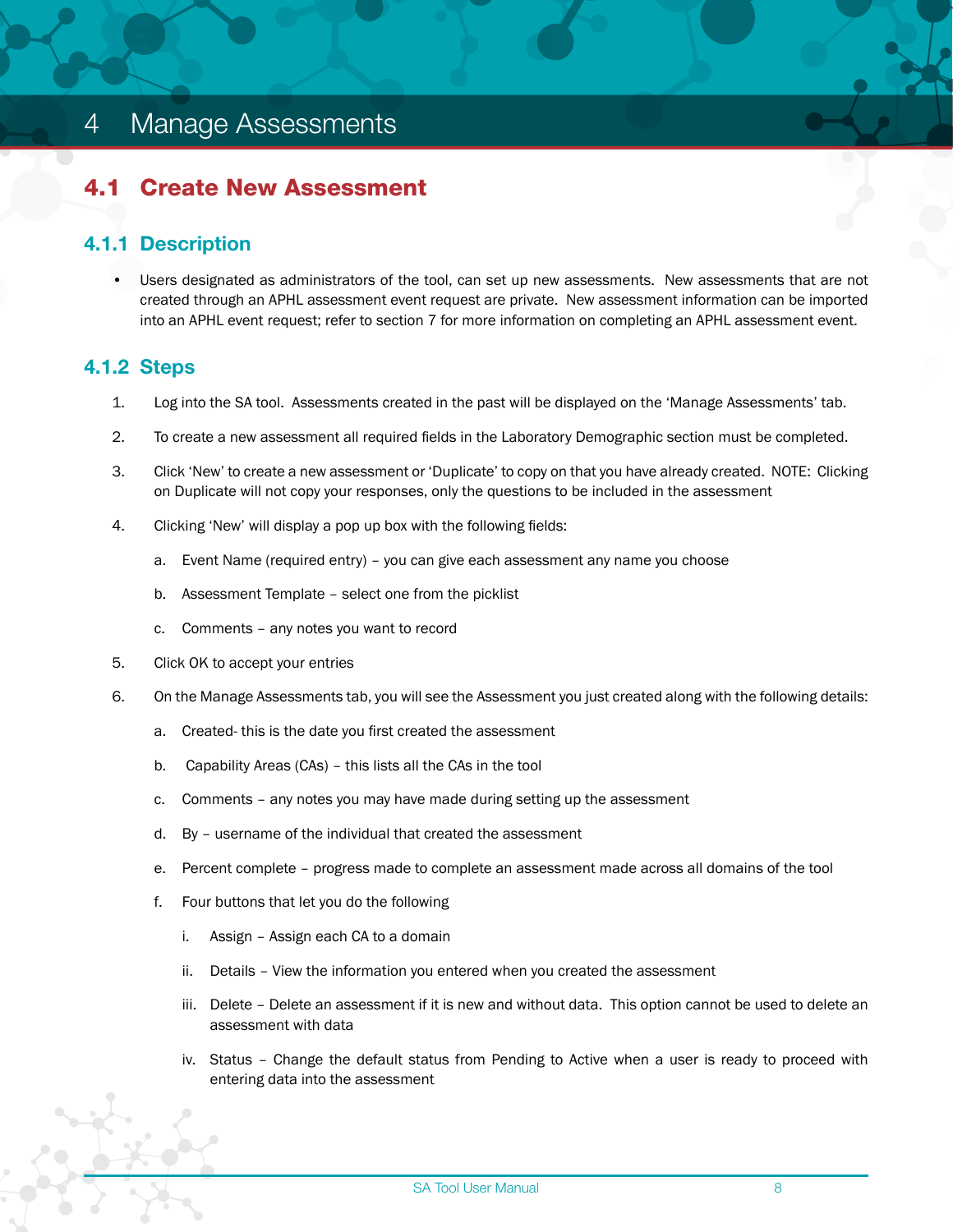# 4 Manage Assessments

## 4.1 Create New Assessment

### 4.1.1 Description

- Users designated as administrators of the tool, can set up new assessments. New assessments that are not created through an APHL assessment event request are private. New assessment information can be imported into an APHL event request; refer to section 7 for more information on completing an APHL assessment event.

### 4.1.2 Steps

1. Log into the SA tool. Assessments created in the past will be displayed on the 'Manage Assessments' tab.
2. To create a new assessment all required fields in the Laboratory Demographic section must be completed.
3. Click 'New' to create a new assessment or 'Duplicate' to copy on that you have already created. NOTE: Clicking on Duplicate will not copy your responses, only the questions to be included in the assessment
4. Clicking 'New' will display a pop up box with the following fields:
   a. Event Name (required entry) – you can give each assessment any name you choose
   b. Assessment Template – select one from the picklist
   c. Comments – any notes you want to record
5. Click OK to accept your entries
6. On the Manage Assessments tab, you will see the Assessment you just created along with the following details:
   a. Created- this is the date you first created the assessment
   b. Capability Areas (CAs) – this lists all the CAs in the tool
   c. Comments – any notes you may have made during setting up the assessment
   d. By – username of the individual that created the assessment
   e. Percent complete – progress made to complete an assessment made across all domains of the tool
   f. Four buttons that let you do the following
      i. Assign – Assign each CA to a domain
      ii. Details – View the information you entered when you created the assessment
      iii. Delete – Delete an assessment if it is new and without data. This option cannot be used to delete an assessment with data
      iv. Status – Change the default status from Pending to Active when a user is ready to proceed with entering data into the assessment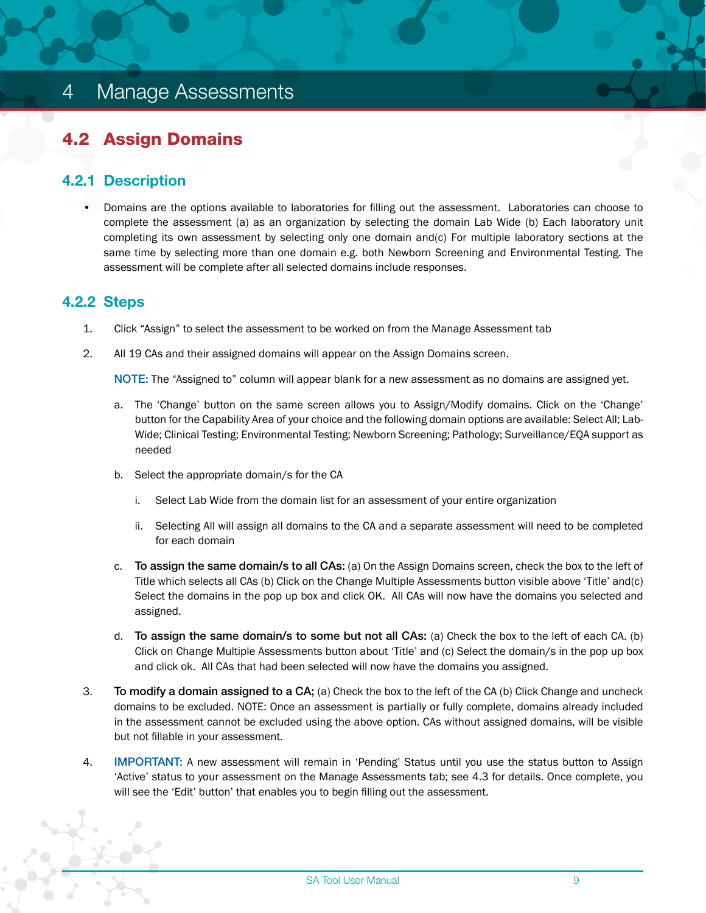# 4 Manage Assessments

## 4.2 Assign Domains

### 4.2.1 Description

- Domains are the options available to laboratories for filling out the assessment. Laboratories can choose to complete the assessment (a) as an organization by selecting the domain Lab Wide (b) Each laboratory unit completing its own assessment by selecting only one domain and(c) For multiple laboratory sections at the same time by selecting more than one domain e.g. both Newborn Screening and Environmental Testing. The assessment will be complete after all selected domains include responses.

### 4.2.2 Steps

1. Click "Assign" to select the assessment to be worked on from the Manage Assessment tab

2. All 19 CAs and their assigned domains will appear on the Assign Domains screen.

   NOTE: The "Assigned to" column will appear blank for a new assessment as no domains are assigned yet.

   a. The 'Change' button on the same screen allows you to Assign/Modify domains. Click on the 'Change' button for the Capability Area of your choice and the following domain options are available: Select All; Lab-Wide; Clinical Testing; Environmental Testing; Newborn Screening; Pathology; Surveillance/EQA support as needed

   b. Select the appropriate domain/s for the CA

      i. Select Lab Wide from the domain list for an assessment of your entire organization

      ii. Selecting All will assign all domains to the CA and a separate assessment will need to be completed for each domain

   c. **To assign the same domain/s to all CAs:** (a) On the Assign Domains screen, check the box to the left of Title which selects all CAs (b) Click on the Change Multiple Assessments button visible above 'Title' and(c) Select the domains in the pop up box and click OK. All CAs will now have the domains you selected and assigned.

   d. **To assign the same domain/s to some but not all CAs:** (a) Check the box to the left of each CA. (b) Click on Change Multiple Assessments button about 'Title' and (c) Select the domain/s in the pop up box and click ok. All CAs that had been selected will now have the domains you assigned.

3. **To modify a domain assigned to a CA;** (a) Check the box to the left of the CA (b) Click Change and uncheck domains to be excluded. NOTE: Once an assessment is partially or fully complete, domains already included in the assessment cannot be excluded using the above option. CAs without assigned domains, will be visible but not fillable in your assessment.

4. IMPORTANT: A new assessment will remain in 'Pending' Status until you use the status button to Assign 'Active' status to your assessment on the Manage Assessments tab; see 4.3 for details. Once complete, you will see the 'Edit' button' that enables you to begin filling out the assessment.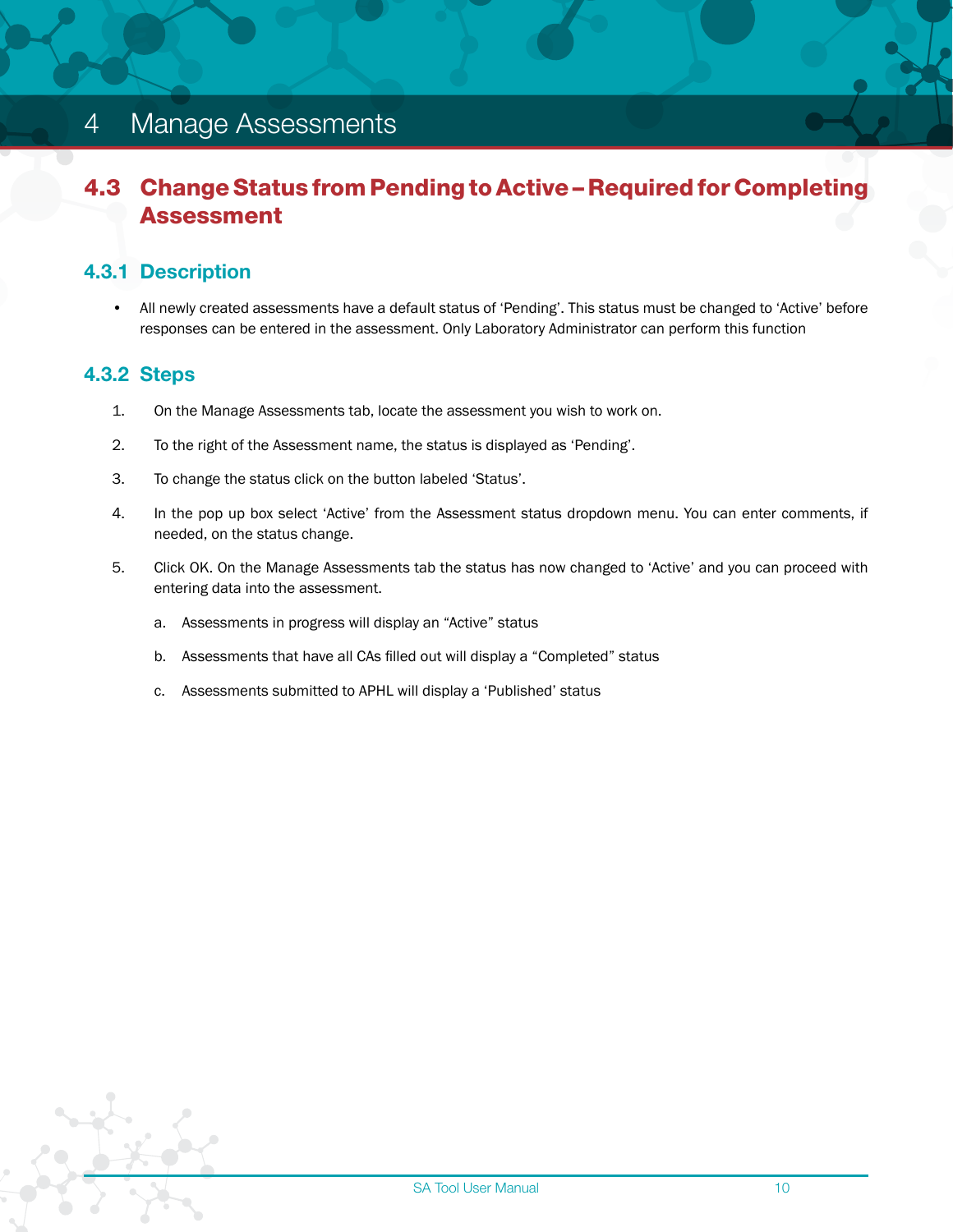# 4 Manage Assessments

## 4.3 Change Status from Pending to Active – Required for Completing Assessment

### 4.3.1 Description

- All newly created assessments have a default status of 'Pending'. This status must be changed to 'Active' before responses can be entered in the assessment. Only Laboratory Administrator can perform this function

### 4.3.2 Steps

1. On the Manage Assessments tab, locate the assessment you wish to work on.
2. To the right of the Assessment name, the status is displayed as 'Pending'.
3. To change the status click on the button labeled 'Status'.
4. In the pop up box select 'Active' from the Assessment status dropdown menu. You can enter comments, if needed, on the status change.
5. Click OK. On the Manage Assessments tab the status has now changed to 'Active' and you can proceed with entering data into the assessment.
    a. Assessments in progress will display an "Active" status
    b. Assessments that have all CAs filled out will display a "Completed" status
    c. Assessments submitted to APHL will display a 'Published' status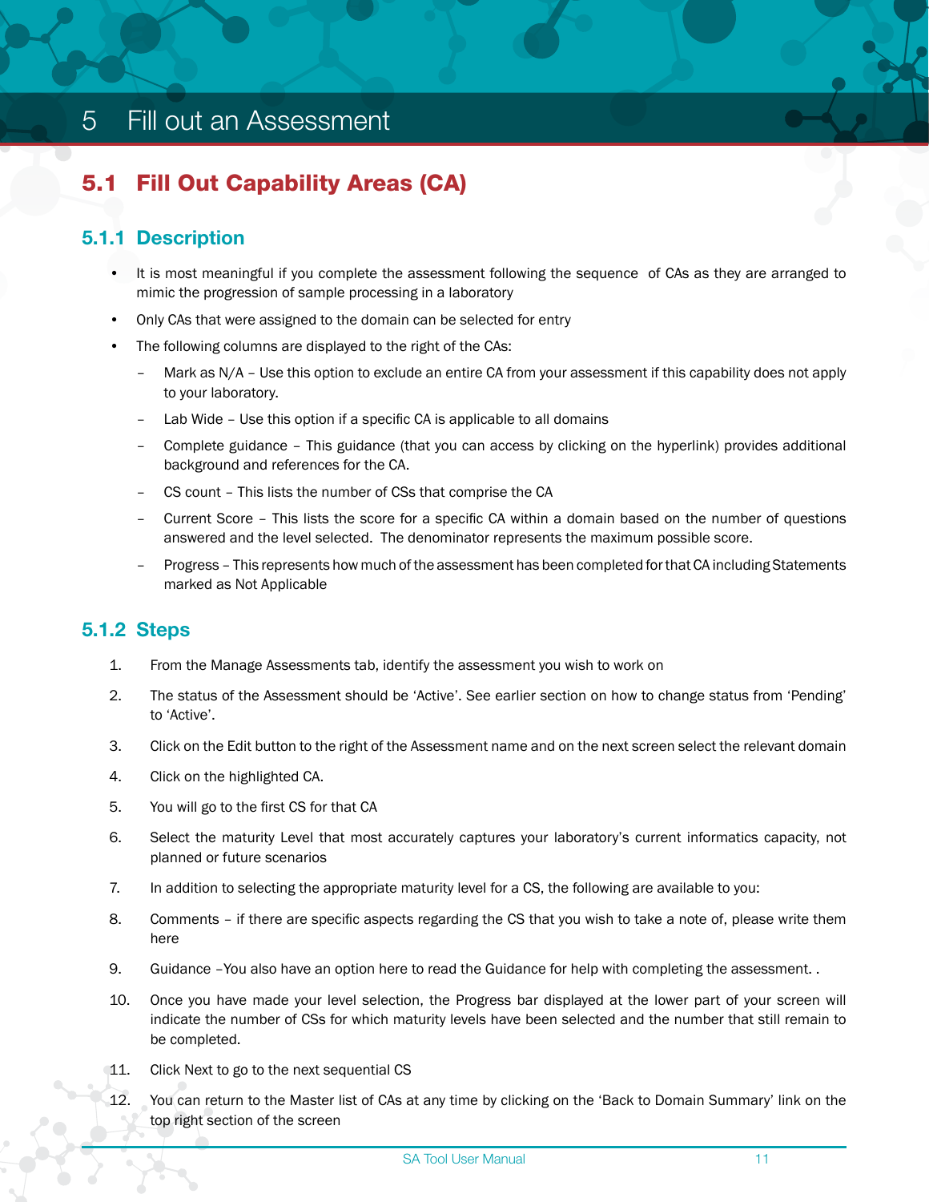# 5 Fill out an Assessment

## 5.1 Fill Out Capability Areas (CA)

### 5.1.1 Description

- It is most meaningful if you complete the assessment following the sequence of CAs as they are arranged to mimic the progression of sample processing in a laboratory
- Only CAs that were assigned to the domain can be selected for entry
- The following columns are displayed to the right of the CAs:
  - Mark as N/A – Use this option to exclude an entire CA from your assessment if this capability does not apply to your laboratory.
  - Lab Wide – Use this option if a specific CA is applicable to all domains
  - Complete guidance – This guidance (that you can access by clicking on the hyperlink) provides additional background and references for the CA.
  - CS count – This lists the number of CSs that comprise the CA
  - Current Score – This lists the score for a specific CA within a domain based on the number of questions answered and the level selected. The denominator represents the maximum possible score.
  - Progress – This represents how much of the assessment has been completed for that CA including Statements marked as Not Applicable

### 5.1.2 Steps

1. From the Manage Assessments tab, identify the assessment you wish to work on
2. The status of the Assessment should be 'Active'. See earlier section on how to change status from 'Pending' to 'Active'.
3. Click on the Edit button to the right of the Assessment name and on the next screen select the relevant domain
4. Click on the highlighted CA.
5. You will go to the first CS for that CA
6. Select the maturity Level that most accurately captures your laboratory's current informatics capacity, not planned or future scenarios
7. In addition to selecting the appropriate maturity level for a CS, the following are available to you:
8. Comments – if there are specific aspects regarding the CS that you wish to take a note of, please write them here
9. Guidance –You also have an option here to read the Guidance for help with completing the assessment. .
10. Once you have made your level selection, the Progress bar displayed at the lower part of your screen will indicate the number of CSs for which maturity levels have been selected and the number that still remain to be completed.
11. Click Next to go to the next sequential CS
12. You can return to the Master list of CAs at any time by clicking on the 'Back to Domain Summary' link on the top right section of the screen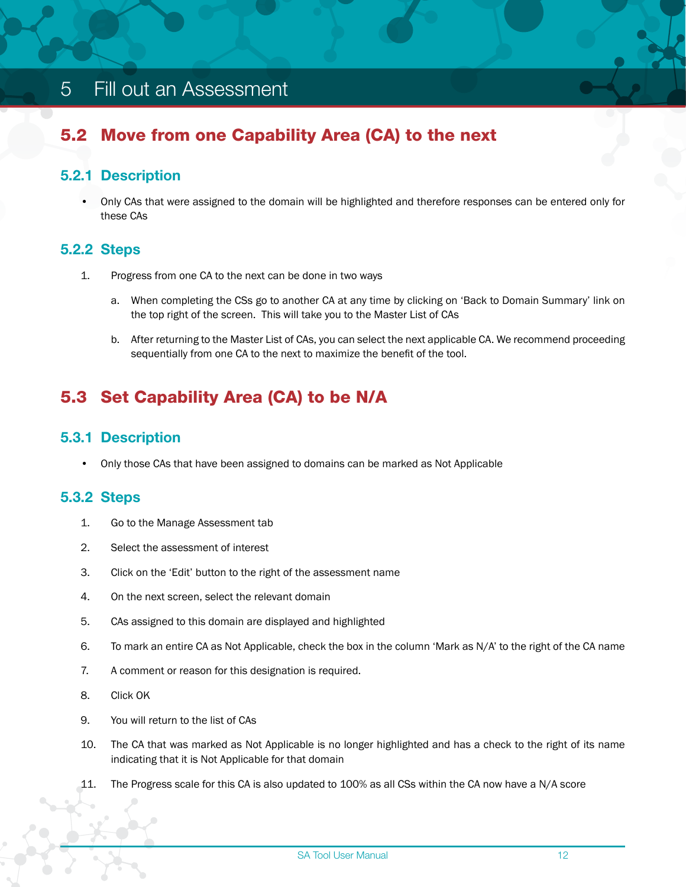# 5 Fill out an Assessment

## 5.2 Move from one Capability Area (CA) to the next

### 5.2.1 Description

- Only CAs that were assigned to the domain will be highlighted and therefore responses can be entered only for these CAs

### 5.2.2 Steps

1. Progress from one CA to the next can be done in two ways

   a. When completing the CSs go to another CA at any time by clicking on 'Back to Domain Summary' link on the top right of the screen. This will take you to the Master List of CAs

   b. After returning to the Master List of CAs, you can select the next applicable CA. We recommend proceeding sequentially from one CA to the next to maximize the benefit of the tool.

## 5.3 Set Capability Area (CA) to be N/A

### 5.3.1 Description

- Only those CAs that have been assigned to domains can be marked as Not Applicable

### 5.3.2 Steps

1. Go to the Manage Assessment tab
2. Select the assessment of interest
3. Click on the 'Edit' button to the right of the assessment name
4. On the next screen, select the relevant domain
5. CAs assigned to this domain are displayed and highlighted
6. To mark an entire CA as Not Applicable, check the box in the column 'Mark as N/A' to the right of the CA name
7. A comment or reason for this designation is required.
8. Click OK
9. You will return to the list of CAs
10. The CA that was marked as Not Applicable is no longer highlighted and has a check to the right of its name indicating that it is Not Applicable for that domain
11. The Progress scale for this CA is also updated to 100% as all CSs within the CA now have a N/A score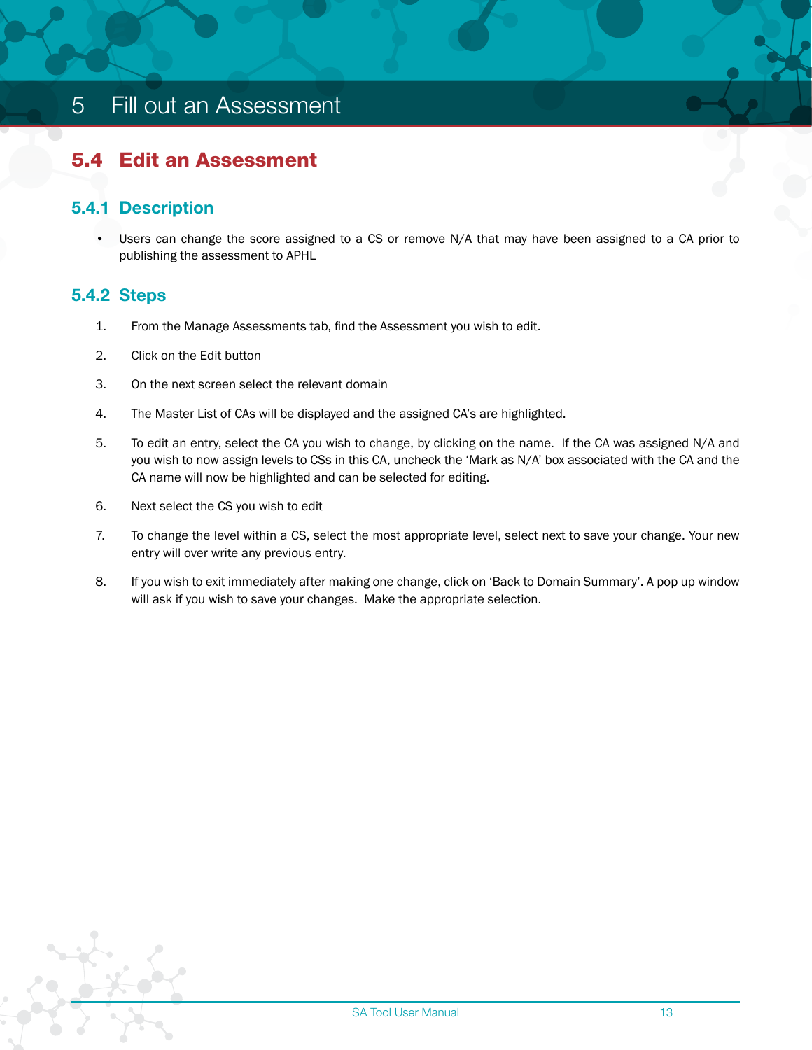# 5 Fill out an Assessment

## 5.4 Edit an Assessment

### 5.4.1 Description

- Users can change the score assigned to a CS or remove N/A that may have been assigned to a CA prior to publishing the assessment to APHL

### 5.4.2 Steps

1. From the Manage Assessments tab, find the Assessment you wish to edit.
2. Click on the Edit button
3. On the next screen select the relevant domain
4. The Master List of CAs will be displayed and the assigned CA's are highlighted.
5. To edit an entry, select the CA you wish to change, by clicking on the name. If the CA was assigned N/A and you wish to now assign levels to CSs in this CA, uncheck the 'Mark as N/A' box associated with the CA and the CA name will now be highlighted and can be selected for editing.
6. Next select the CS you wish to edit
7. To change the level within a CS, select the most appropriate level, select next to save your change. Your new entry will over write any previous entry.
8. If you wish to exit immediately after making one change, click on 'Back to Domain Summary'. A pop up window will ask if you wish to save your changes. Make the appropriate selection.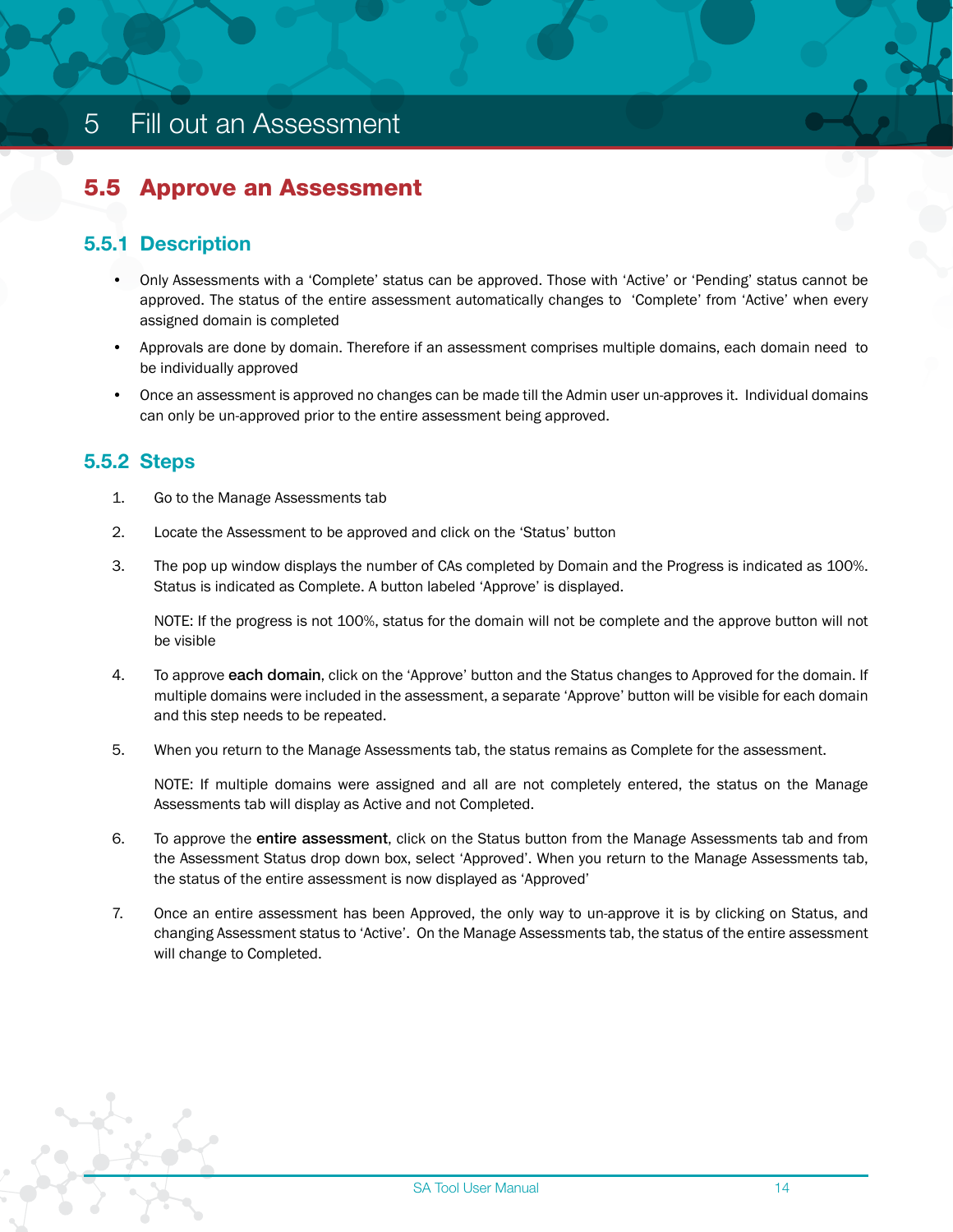# 5 Fill out an Assessment

## 5.5 Approve an Assessment

### 5.5.1 Description

- Only Assessments with a 'Complete' status can be approved. Those with 'Active' or 'Pending' status cannot be approved. The status of the entire assessment automatically changes to 'Complete' from 'Active' when every assigned domain is completed
- Approvals are done by domain. Therefore if an assessment comprises multiple domains, each domain need to be individually approved
- Once an assessment is approved no changes can be made till the Admin user un-approves it. Individual domains can only be un-approved prior to the entire assessment being approved.

### 5.5.2 Steps

1. Go to the Manage Assessments tab
2. Locate the Assessment to be approved and click on the 'Status' button
3. The pop up window displays the number of CAs completed by Domain and the Progress is indicated as 100%. Status is indicated as Complete. A button labeled 'Approve' is displayed.

   NOTE: If the progress is not 100%, status for the domain will not be complete and the approve button will not be visible
4. To approve **each domain**, click on the 'Approve' button and the Status changes to Approved for the domain. If multiple domains were included in the assessment, a separate 'Approve' button will be visible for each domain and this step needs to be repeated.
5. When you return to the Manage Assessments tab, the status remains as Complete for the assessment.

   NOTE: If multiple domains were assigned and all are not completely entered, the status on the Manage Assessments tab will display as Active and not Completed.
6. To approve the **entire assessment**, click on the Status button from the Manage Assessments tab and from the Assessment Status drop down box, select 'Approved'. When you return to the Manage Assessments tab, the status of the entire assessment is now displayed as 'Approved'
7. Once an entire assessment has been Approved, the only way to un-approve it is by clicking on Status, and changing Assessment status to 'Active'. On the Manage Assessments tab, the status of the entire assessment will change to Completed.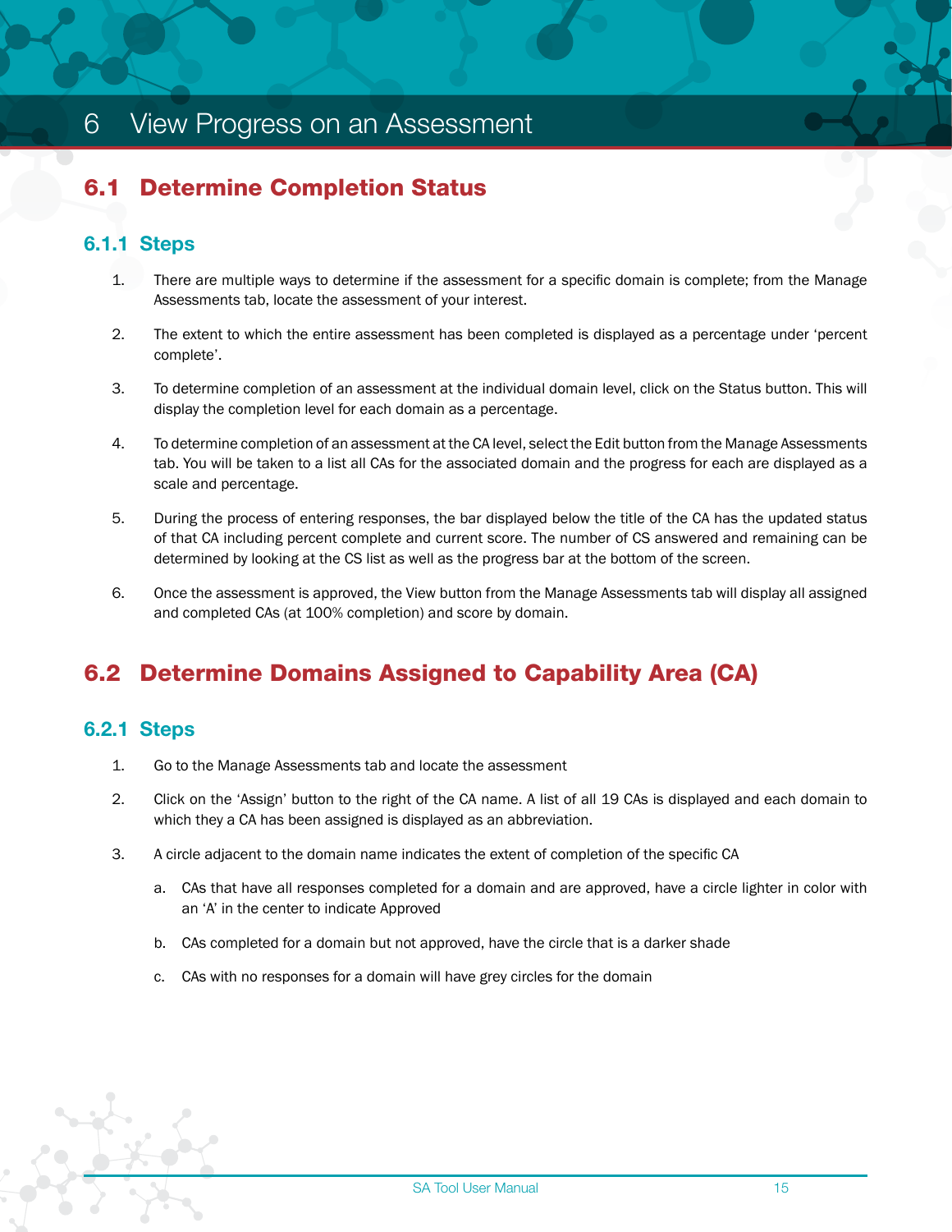# 6 View Progress on an Assessment

## 6.1 Determine Completion Status

### 6.1.1 Steps

1. There are multiple ways to determine if the assessment for a specific domain is complete; from the Manage Assessments tab, locate the assessment of your interest.
2. The extent to which the entire assessment has been completed is displayed as a percentage under ‘percent complete’.
3. To determine completion of an assessment at the individual domain level, click on the Status button. This will display the completion level for each domain as a percentage.
4. To determine completion of an assessment at the CA level, select the Edit button from the Manage Assessments tab. You will be taken to a list all CAs for the associated domain and the progress for each are displayed as a scale and percentage.
5. During the process of entering responses, the bar displayed below the title of the CA has the updated status of that CA including percent complete and current score. The number of CS answered and remaining can be determined by looking at the CS list as well as the progress bar at the bottom of the screen.
6. Once the assessment is approved, the View button from the Manage Assessments tab will display all assigned and completed CAs (at 100% completion) and score by domain.

## 6.2 Determine Domains Assigned to Capability Area (CA)

### 6.2.1 Steps

1. Go to the Manage Assessments tab and locate the assessment
2. Click on the ‘Assign’ button to the right of the CA name. A list of all 19 CAs is displayed and each domain to which they a CA has been assigned is displayed as an abbreviation.
3. A circle adjacent to the domain name indicates the extent of completion of the specific CA
   a. CAs that have all responses completed for a domain and are approved, have a circle lighter in color with an ‘A’ in the center to indicate Approved
   b. CAs completed for a domain but not approved, have the circle that is a darker shade
   c. CAs with no responses for a domain will have grey circles for the domain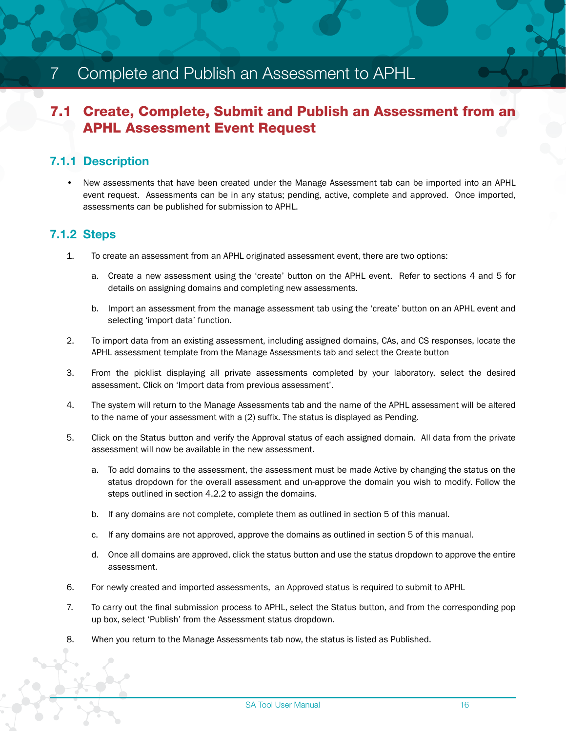# 7 Complete and Publish an Assessment to APHL

## 7.1 Create, Complete, Submit and Publish an Assessment from an APHL Assessment Event Request

### 7.1.1 Description

- New assessments that have been created under the Manage Assessment tab can be imported into an APHL event request. Assessments can be in any status; pending, active, complete and approved. Once imported, assessments can be published for submission to APHL.

### 7.1.2 Steps

1. To create an assessment from an APHL originated assessment event, there are two options:
    a. Create a new assessment using the 'create' button on the APHL event. Refer to sections 4 and 5 for details on assigning domains and completing new assessments.
    b. Import an assessment from the manage assessment tab using the 'create' button on an APHL event and selecting 'import data' function.
2. To import data from an existing assessment, including assigned domains, CAs, and CS responses, locate the APHL assessment template from the Manage Assessments tab and select the Create button
3. From the picklist displaying all private assessments completed by your laboratory, select the desired assessment. Click on 'Import data from previous assessment'.
4. The system will return to the Manage Assessments tab and the name of the APHL assessment will be altered to the name of your assessment with a (2) suffix. The status is displayed as Pending.
5. Click on the Status button and verify the Approval status of each assigned domain. All data from the private assessment will now be available in the new assessment.
    a. To add domains to the assessment, the assessment must be made Active by changing the status on the status dropdown for the overall assessment and un-approve the domain you wish to modify. Follow the steps outlined in section 4.2.2 to assign the domains.
    b. If any domains are not complete, complete them as outlined in section 5 of this manual.
    c. If any domains are not approved, approve the domains as outlined in section 5 of this manual.
    d. Once all domains are approved, click the status button and use the status dropdown to approve the entire assessment.
6. For newly created and imported assessments, an Approved status is required to submit to APHL
7. To carry out the final submission process to APHL, select the Status button, and from the corresponding pop up box, select 'Publish' from the Assessment status dropdown.
8. When you return to the Manage Assessments tab now, the status is listed as Published.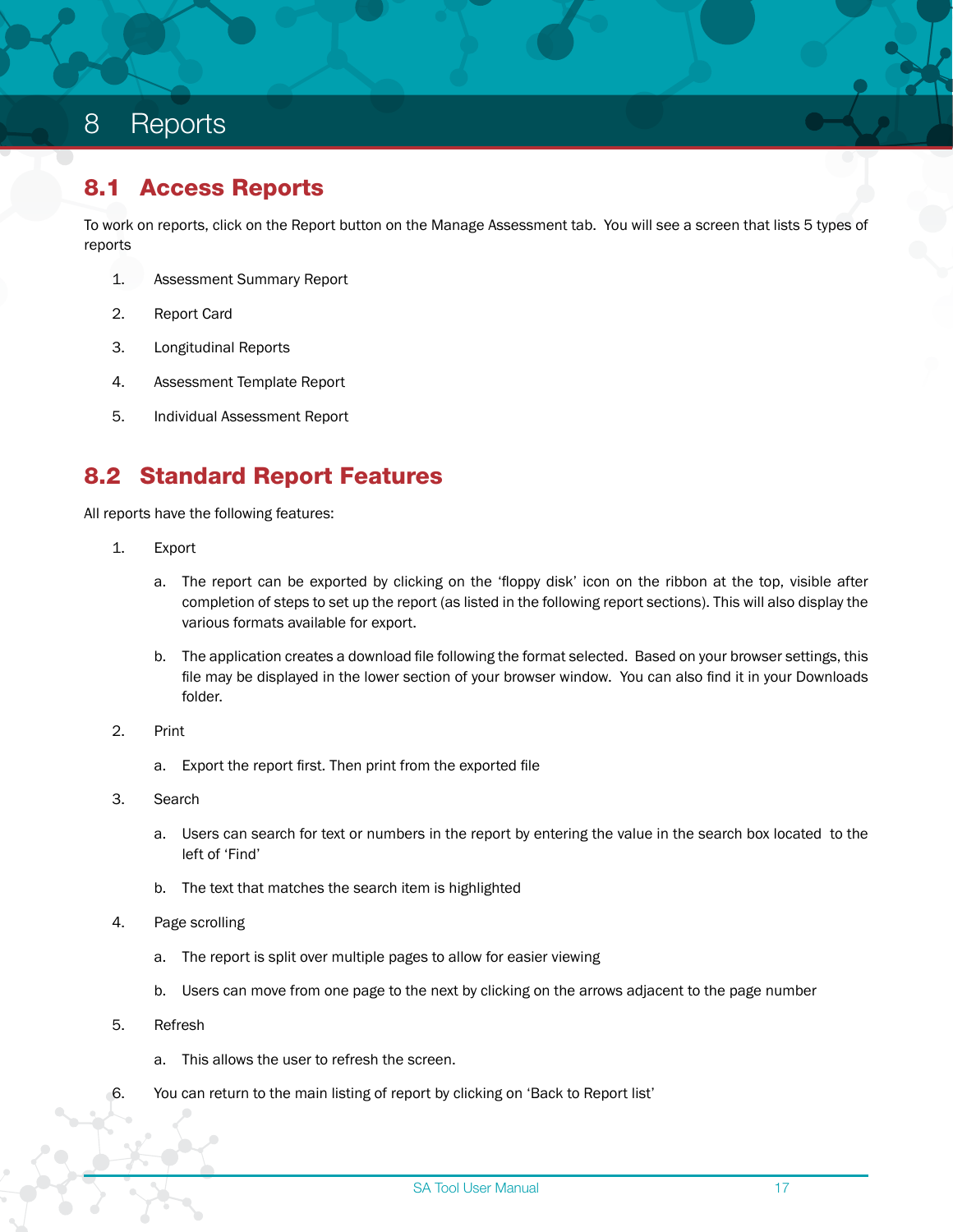# 8 Reports

## 8.1 Access Reports

To work on reports, click on the Report button on the Manage Assessment tab. You will see a screen that lists 5 types of reports

1. Assessment Summary Report
2. Report Card
3. Longitudinal Reports
4. Assessment Template Report
5. Individual Assessment Report

## 8.2 Standard Report Features

All reports have the following features:

1. Export
   a. The report can be exported by clicking on the 'floppy disk' icon on the ribbon at the top, visible after completion of steps to set up the report (as listed in the following report sections). This will also display the various formats available for export.
   b. The application creates a download file following the format selected. Based on your browser settings, this file may be displayed in the lower section of your browser window. You can also find it in your Downloads folder.
2. Print
   a. Export the report first. Then print from the exported file
3. Search
   a. Users can search for text or numbers in the report by entering the value in the search box located to the left of 'Find'
   b. The text that matches the search item is highlighted
4. Page scrolling
   a. The report is split over multiple pages to allow for easier viewing
   b. Users can move from one page to the next by clicking on the arrows adjacent to the page number
5. Refresh
   a. This allows the user to refresh the screen.
6. You can return to the main listing of report by clicking on 'Back to Report list'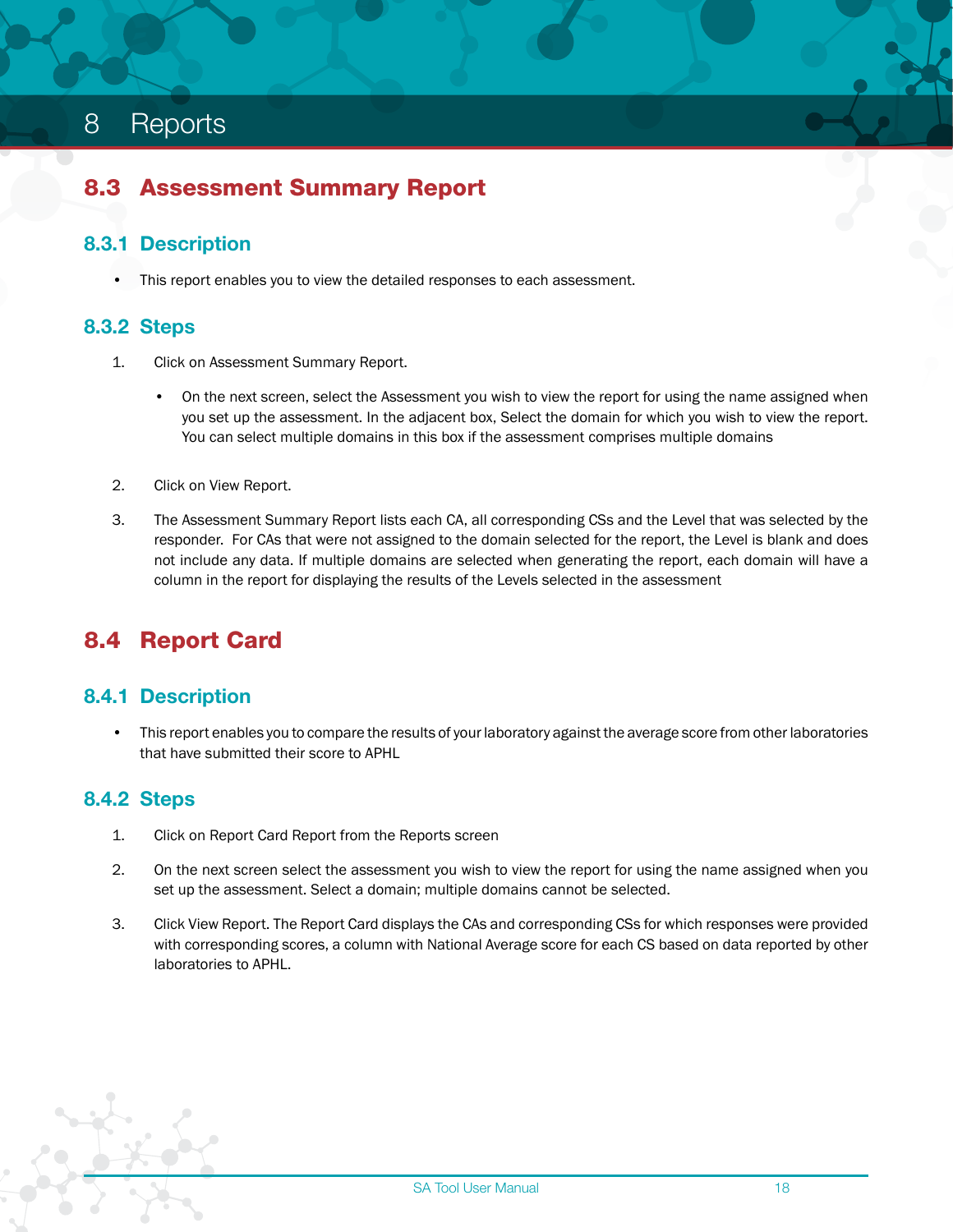# 8 Reports

## 8.3 Assessment Summary Report

### 8.3.1 Description

- This report enables you to view the detailed responses to each assessment.

### 8.3.2 Steps

1. Click on Assessment Summary Report.

   - On the next screen, select the Assessment you wish to view the report for using the name assigned when you set up the assessment. In the adjacent box, Select the domain for which you wish to view the report. You can select multiple domains in this box if the assessment comprises multiple domains

2. Click on View Report.

3. The Assessment Summary Report lists each CA, all corresponding CSs and the Level that was selected by the responder. For CAs that were not assigned to the domain selected for the report, the Level is blank and does not include any data. If multiple domains are selected when generating the report, each domain will have a column in the report for displaying the results of the Levels selected in the assessment

## 8.4 Report Card

### 8.4.1 Description

- This report enables you to compare the results of your laboratory against the average score from other laboratories that have submitted their score to APHL

### 8.4.2 Steps

1. Click on Report Card Report from the Reports screen

2. On the next screen select the assessment you wish to view the report for using the name assigned when you set up the assessment. Select a domain; multiple domains cannot be selected.

3. Click View Report. The Report Card displays the CAs and corresponding CSs for which responses were provided with corresponding scores, a column with National Average score for each CS based on data reported by other laboratories to APHL.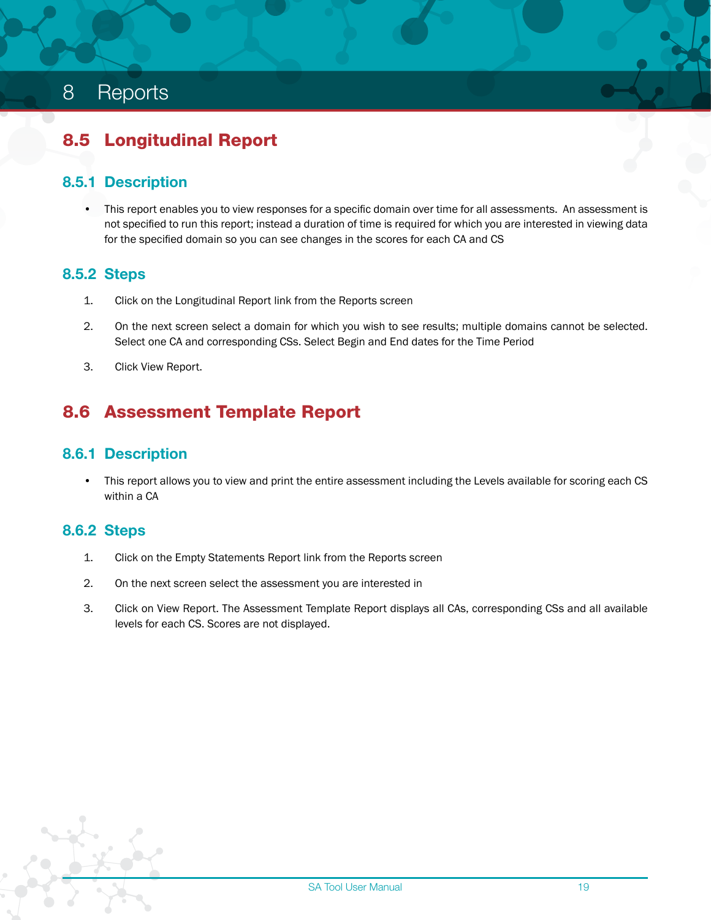# 8 Reports

## 8.5 Longitudinal Report

### 8.5.1 Description

- This report enables you to view responses for a specific domain over time for all assessments. An assessment is not specified to run this report; instead a duration of time is required for which you are interested in viewing data for the specified domain so you can see changes in the scores for each CA and CS

### 8.5.2 Steps

1. Click on the Longitudinal Report link from the Reports screen
2. On the next screen select a domain for which you wish to see results; multiple domains cannot be selected. Select one CA and corresponding CSs. Select Begin and End dates for the Time Period
3. Click View Report.

## 8.6 Assessment Template Report

### 8.6.1 Description

- This report allows you to view and print the entire assessment including the Levels available for scoring each CS within a CA

### 8.6.2 Steps

1. Click on the Empty Statements Report link from the Reports screen
2. On the next screen select the assessment you are interested in
3. Click on View Report. The Assessment Template Report displays all CAs, corresponding CSs and all available levels for each CS. Scores are not displayed.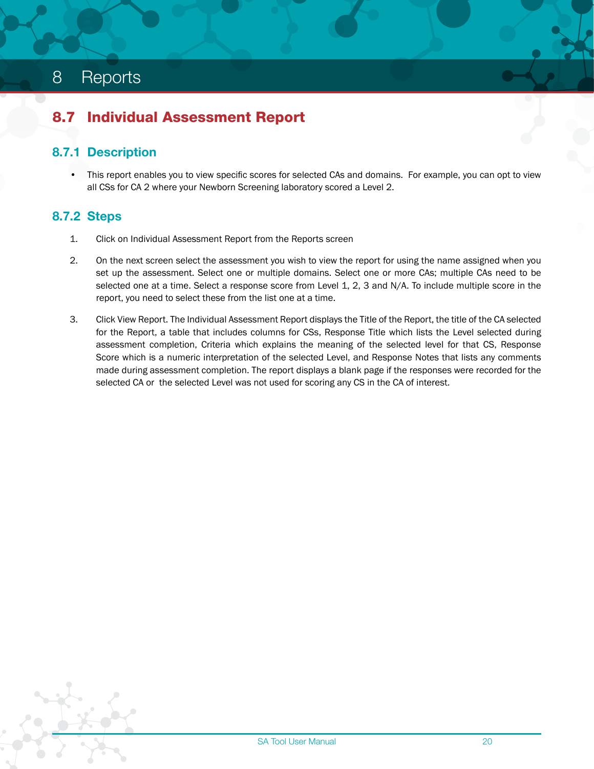# 8 Reports

## 8.7 Individual Assessment Report

### 8.7.1 Description

- This report enables you to view specific scores for selected CAs and domains. For example, you can opt to view all CSs for CA 2 where your Newborn Screening laboratory scored a Level 2.

### 8.7.2 Steps

1. Click on Individual Assessment Report from the Reports screen
2. On the next screen select the assessment you wish to view the report for using the name assigned when you set up the assessment. Select one or multiple domains. Select one or more CAs; multiple CAs need to be selected one at a time. Select a response score from Level 1, 2, 3 and N/A. To include multiple score in the report, you need to select these from the list one at a time.
3. Click View Report. The Individual Assessment Report displays the Title of the Report, the title of the CA selected for the Report, a table that includes columns for CSs, Response Title which lists the Level selected during assessment completion, Criteria which explains the meaning of the selected level for that CS, Response Score which is a numeric interpretation of the selected Level, and Response Notes that lists any comments made during assessment completion. The report displays a blank page if the responses were recorded for the selected CA or the selected Level was not used for scoring any CS in the CA of interest.